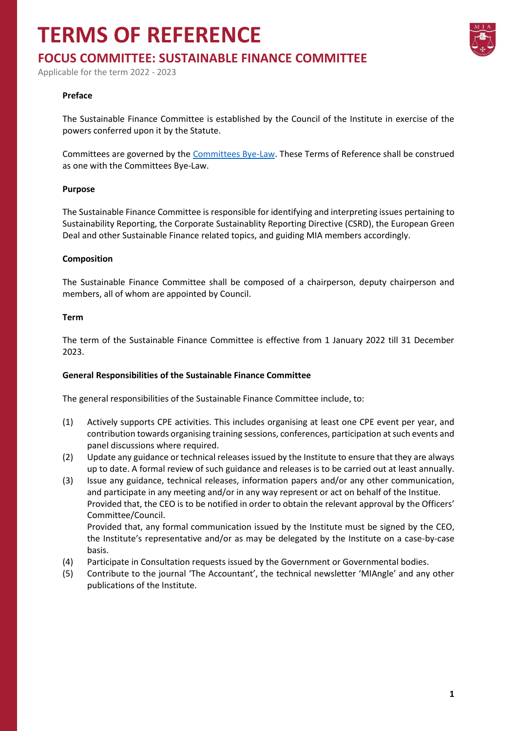# TERMS OF REFERENCE

## FOCUS COMMITTEE: SUSTAINABLE FINANCE COMMITTEE

Applicable for the term 2022 - 2023

**Preface**

The Sustainable Finance Committee is established by the Council of the Institute in exercise of the powers conferred upon it by the Statute.

Committees are governed by the Committees Bye-Law. These Terms of Reference shall be construed as one with the Committees Bye-Law.

**Purpose**

The Sustainable Finance Committee is responsible for identifying and interpreting issues pertaining to Sustainability Reporting, the Corporate Sustainablity Reporting Directive (CSRD), the European Green Deal and other Sustainable Finance related topics, and guiding MIA members accordingly.

**Composition**

The Sustainable Finance Committee shall be composed of a chairperson, deputy chairperson and members, all of whom are appointed by Council.

**Term**

The term of the Sustainable Finance Committee is effective from 1 January 2022 till 31 December 2023.

**General Responsibilities of the Sustainable Finance Committee**

The general responsibilities of the Sustainable Finance Committee include, to:

(1) Actively supports CPE activities. This includes organising at least one CPE event per year, and contribution towards organising training sessions, conferences, participation at such events and panel discussions where required.

(2) Update any guidance or technical releases issued by the Institute to ensure that they are always up to date. A formal review of such guidance and releases is to be carried out at least annually.

(3) Issue any guidance, technical releases, information papers and/or any other communication, and participate in any meeting and/or in any way represent or act on behalf of the Institute.
Provided that, the CEO is to be notified in order to obtain the relevant approval by the Officers' Committee/Council.
Provided that, any formal communication issued by the Institute must be signed by the CEO, the Institute's representative and/or as may be delegated by the Institute on a case-by-case basis.

(4) Participate in Consultation requests issued by the Government or Governmental bodies.

(5) Contribute to the journal 'The Accountant', the technical newsletter 'MIAngle' and any other publications of the Institute.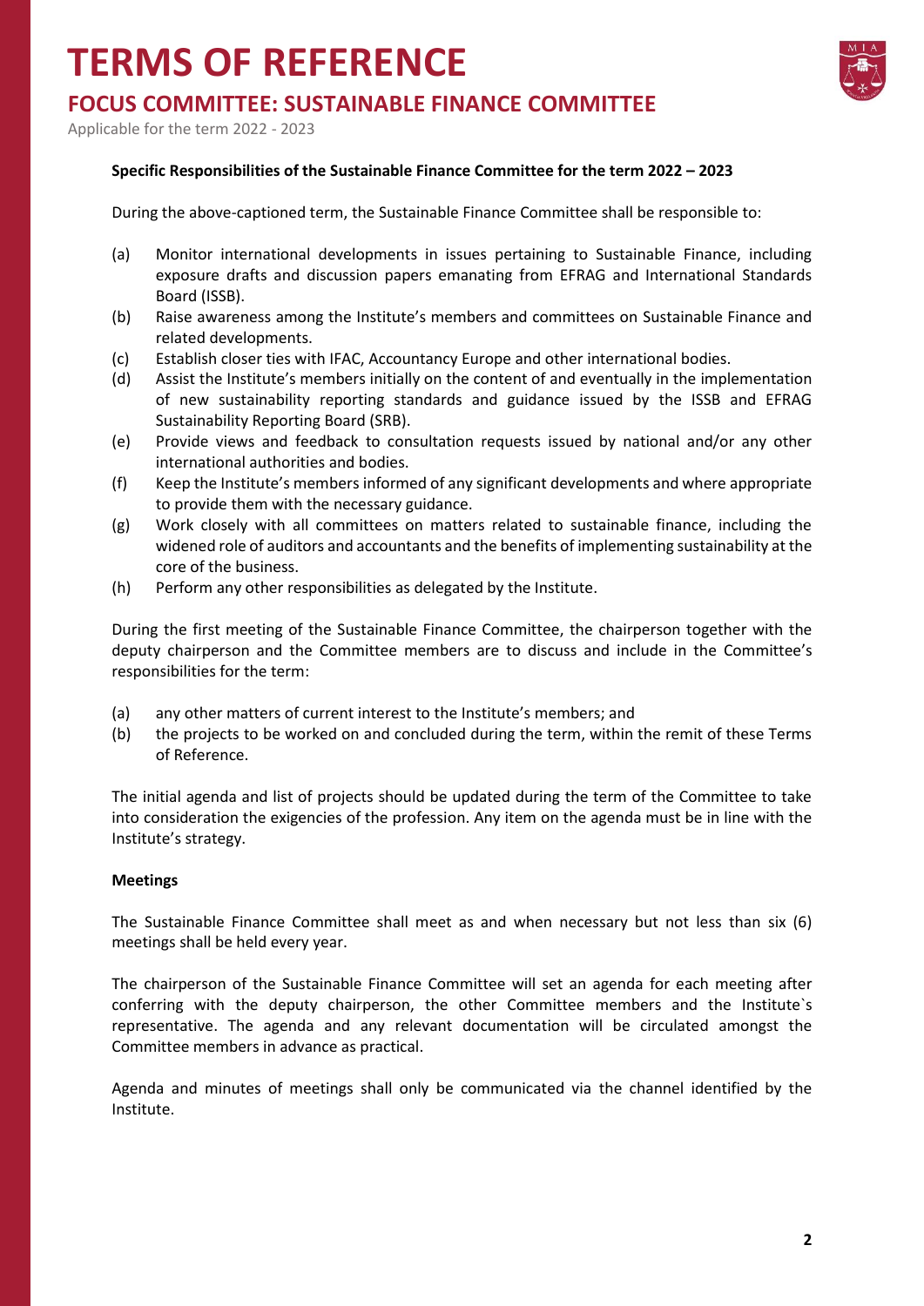# TERMS OF REFERENCE

## FOCUS COMMITTEE: SUSTAINABLE FINANCE COMMITTEE

Applicable for the term 2022 - 2023

**Specific Responsibilities of the Sustainable Finance Committee for the term 2022 – 2023**

During the above-captioned term, the Sustainable Finance Committee shall be responsible to:

(a) Monitor international developments in issues pertaining to Sustainable Finance, including exposure drafts and discussion papers emanating from EFRAG and International Standards Board (ISSB).

(b) Raise awareness among the Institute's members and committees on Sustainable Finance and related developments.

(c) Establish closer ties with IFAC, Accountancy Europe and other international bodies.

(d) Assist the Institute's members initially on the content of and eventually in the implementation of new sustainability reporting standards and guidance issued by the ISSB and EFRAG Sustainability Reporting Board (SRB).

(e) Provide views and feedback to consultation requests issued by national and/or any other international authorities and bodies.

(f) Keep the Institute's members informed of any significant developments and where appropriate to provide them with the necessary guidance.

(g) Work closely with all committees on matters related to sustainable finance, including the widened role of auditors and accountants and the benefits of implementing sustainability at the core of the business.

(h) Perform any other responsibilities as delegated by the Institute.

During the first meeting of the Sustainable Finance Committee, the chairperson together with the deputy chairperson and the Committee members are to discuss and include in the Committee's responsibilities for the term:

(a) any other matters of current interest to the Institute's members; and

(b) the projects to be worked on and concluded during the term, within the remit of these Terms of Reference.

The initial agenda and list of projects should be updated during the term of the Committee to take into consideration the exigencies of the profession. Any item on the agenda must be in line with the Institute's strategy.

**Meetings**

The Sustainable Finance Committee shall meet as and when necessary but not less than six (6) meetings shall be held every year.

The chairperson of the Sustainable Finance Committee will set an agenda for each meeting after conferring with the deputy chairperson, the other Committee members and the Institute`s representative. The agenda and any relevant documentation will be circulated amongst the Committee members in advance as practical.

Agenda and minutes of meetings shall only be communicated via the channel identified by the Institute.